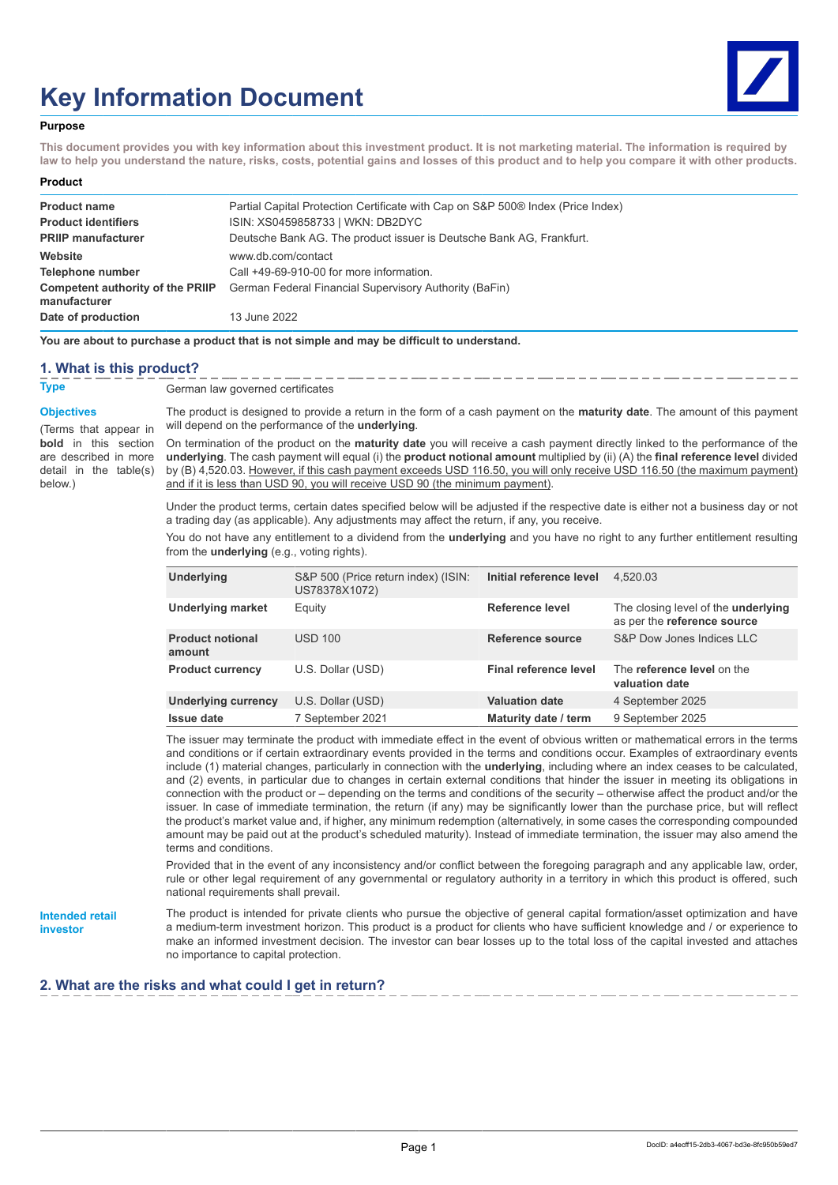# Key Information Document

**Purpose**

**This document provides you with key information about this investment product. It is not marketing material. The information is required by law to help you understand the nature, risks, costs, potential gains and losses of this product and to help you compare it with other products.**

**Product**

| | |
|---|---|
| **Product name** | Partial Capital Protection Certificate with Cap on S&P 500® Index (Price Index) |
| **Product identifiers** | ISIN: XS0459858733 \| WKN: DB2DYC |
| **PRIIP manufacturer** | Deutsche Bank AG. The product issuer is Deutsche Bank AG, Frankfurt. |
| **Website** | www.db.com/contact |
| **Telephone number** | Call +49-69-910-00 for more information. |
| **Competent authority of the PRIIP manufacturer** | German Federal Financial Supervisory Authority (BaFin) |
| **Date of production** | 13 June 2022 |

**You are about to purchase a product that is not simple and may be difficult to understand.**

## 1. What is this product?

**Type**

German law governed certificates

**Objectives**

(Terms that appear in **bold** in this section are described in more detail in the table(s) below.)

The product is designed to provide a return in the form of a cash payment on the **maturity date**. The amount of this payment will depend on the performance of the **underlying**.

On termination of the product on the **maturity date** you will receive a cash payment directly linked to the performance of the **underlying**. The cash payment will equal (i) the **product notional amount** multiplied by (ii) (A) the **final reference level** divided by (B) 4,520.03. However, if this cash payment exceeds USD 116.50, you will only receive USD 116.50 (the maximum payment) and if it is less than USD 90, you will receive USD 90 (the minimum payment).

Under the product terms, certain dates specified below will be adjusted if the respective date is either not a business day or not a trading day (as applicable). Any adjustments may affect the return, if any, you receive.

You do not have any entitlement to a dividend from the **underlying** and you have no right to any further entitlement resulting from the **underlying** (e.g., voting rights).

| | | | |
|---|---|---|---|
| **Underlying** | S&P 500 (Price return index) (ISIN: US78378X1072) | **Initial reference level** | 4,520.03 |
| **Underlying market** | Equity | **Reference level** | The closing level of the **underlying** as per the **reference source** |
| **Product notional amount** | USD 100 | **Reference source** | S&P Dow Jones Indices LLC |
| **Product currency** | U.S. Dollar (USD) | **Final reference level** | The **reference level** on the **valuation date** |
| **Underlying currency** | U.S. Dollar (USD) | **Valuation date** | 4 September 2025 |
| **Issue date** | 7 September 2021 | **Maturity date / term** | 9 September 2025 |

The issuer may terminate the product with immediate effect in the event of obvious written or mathematical errors in the terms and conditions or if certain extraordinary events provided in the terms and conditions occur. Examples of extraordinary events include (1) material changes, particularly in connection with the **underlying**, including where an index ceases to be calculated, and (2) events, in particular due to changes in certain external conditions that hinder the issuer in meeting its obligations in connection with the product or – depending on the terms and conditions of the security – otherwise affect the product and/or the issuer. In case of immediate termination, the return (if any) may be significantly lower than the purchase price, but will reflect the product's market value and, if higher, any minimum redemption (alternatively, in some cases the corresponding compounded amount may be paid out at the product's scheduled maturity). Instead of immediate termination, the issuer may also amend the terms and conditions.

Provided that in the event of any inconsistency and/or conflict between the foregoing paragraph and any applicable law, order, rule or other legal requirement of any governmental or regulatory authority in a territory in which this product is offered, such national requirements shall prevail.

**Intended retail investor**

The product is intended for private clients who pursue the objective of general capital formation/asset optimization and have a medium-term investment horizon. This product is a product for clients who have sufficient knowledge and / or experience to make an informed investment decision. The investor can bear losses up to the total loss of the capital invested and attaches no importance to capital protection.

## 2. What are the risks and what could I get in return?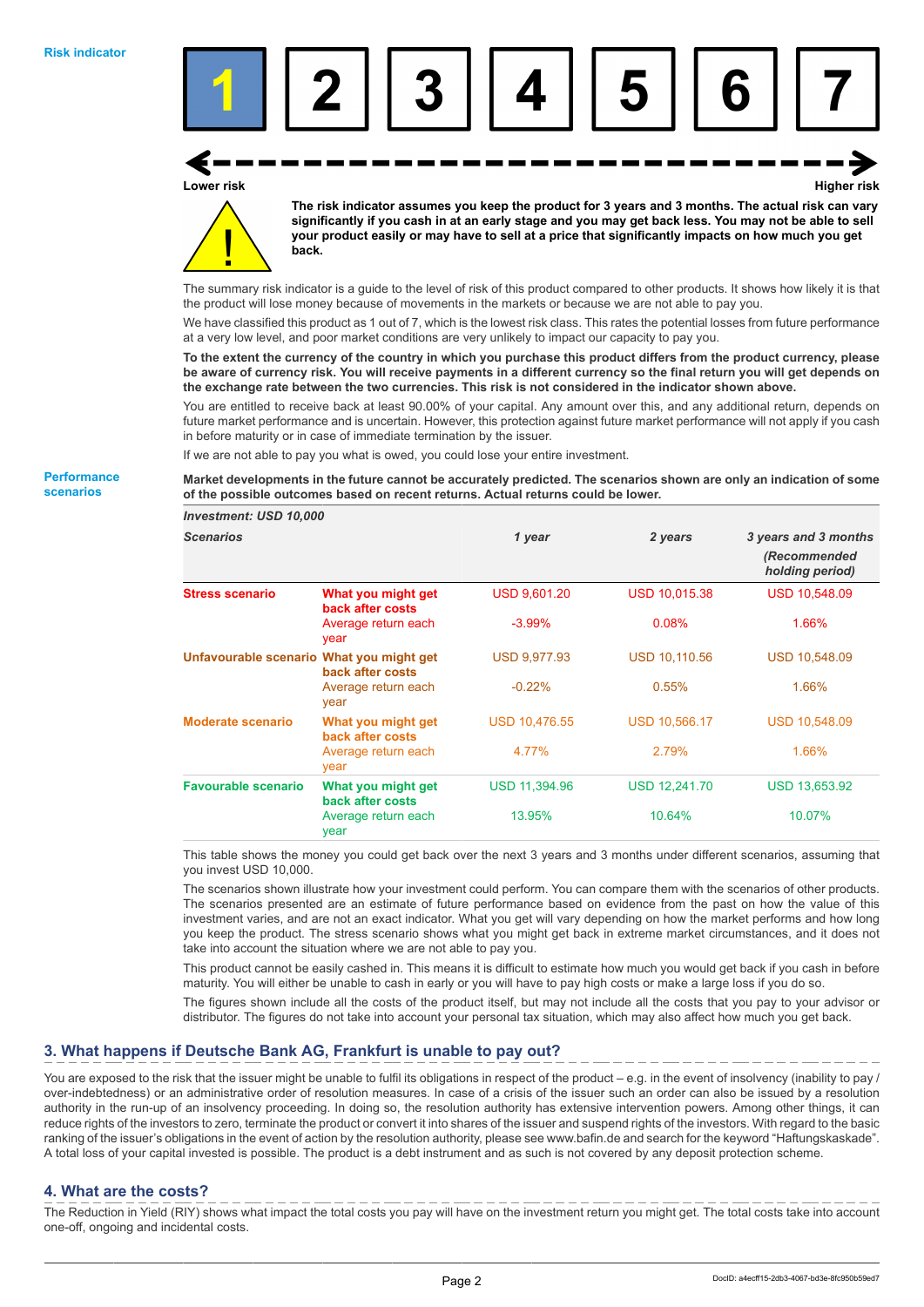**Risk indicator**

| 1 | 2 | 3 | 4 | 5 | 6 | 7 |
|---|---|---|---|---|---|---|

Lower risk ← → Higher risk

**The risk indicator assumes you keep the product for 3 years and 3 months. The actual risk can vary significantly if you cash in at an early stage and you may get back less. You may not be able to sell your product easily or may have to sell at a price that significantly impacts on how much you get back.**

The summary risk indicator is a guide to the level of risk of this product compared to other products. It shows how likely it is that the product will lose money because of movements in the markets or because we are not able to pay you.

We have classified this product as 1 out of 7, which is the lowest risk class. This rates the potential losses from future performance at a very low level, and poor market conditions are very unlikely to impact our capacity to pay you.

**To the extent the currency of the country in which you purchase this product differs from the product currency, please be aware of currency risk. You will receive payments in a different currency so the final return you will get depends on the exchange rate between the two currencies. This risk is not considered in the indicator shown above.**

You are entitled to receive back at least 90.00% of your capital. Any amount over this, and any additional return, depends on future market performance and is uncertain. However, this protection against future market performance will not apply if you cash in before maturity or in case of immediate termination by the issuer.

If we are not able to pay you what is owed, you could lose your entire investment.

**Performance scenarios**

**Market developments in the future cannot be accurately predicted. The scenarios shown are only an indication of some of the possible outcomes based on recent returns. Actual returns could be lower.**

| *Investment: USD 10,000* | | | | |
|---|---|---|---|---|
| ***Scenarios*** | | ***1 year*** | ***2 years*** | ***3 years and 3 months (Recommended holding period)*** |
| **Stress scenario** | **What you might get back after costs** | USD 9,601.20 | USD 10,015.38 | USD 10,548.09 |
| | Average return each year | -3.99% | 0.08% | 1.66% |
| **Unfavourable scenario** | **What you might get back after costs** | USD 9,977.93 | USD 10,110.56 | USD 10,548.09 |
| | Average return each year | -0.22% | 0.55% | 1.66% |
| **Moderate scenario** | **What you might get back after costs** | USD 10,476.55 | USD 10,566.17 | USD 10,548.09 |
| | Average return each year | 4.77% | 2.79% | 1.66% |
| **Favourable scenario** | **What you might get back after costs** | USD 11,394.96 | USD 12,241.70 | USD 13,653.92 |
| | Average return each year | 13.95% | 10.64% | 10.07% |

This table shows the money you could get back over the next 3 years and 3 months under different scenarios, assuming that you invest USD 10,000.

The scenarios shown illustrate how your investment could perform. You can compare them with the scenarios of other products. The scenarios presented are an estimate of future performance based on evidence from the past on how the value of this investment varies, and are not an exact indicator. What you get will vary depending on how the market performs and how long you keep the product. The stress scenario shows what you might get back in extreme market circumstances, and it does not take into account the situation where we are not able to pay you.

This product cannot be easily cashed in. This means it is difficult to estimate how much you would get back if you cash in before maturity. You will either be unable to cash in early or you will have to pay high costs or make a large loss if you do so.

The figures shown include all the costs of the product itself, but may not include all the costs that you pay to your advisor or distributor. The figures do not take into account your personal tax situation, which may also affect how much you get back.

## 3. What happens if Deutsche Bank AG, Frankfurt is unable to pay out?

You are exposed to the risk that the issuer might be unable to fulfil its obligations in respect of the product – e.g. in the event of insolvency (inability to pay / over-indebtedness) or an administrative order of resolution measures. In case of a crisis of the issuer such an order can also be issued by a resolution authority in the run-up of an insolvency proceeding. In doing so, the resolution authority has extensive intervention powers. Among other things, it can reduce rights of the investors to zero, terminate the product or convert it into shares of the issuer and suspend rights of the investors. With regard to the basic ranking of the issuer's obligations in the event of action by the resolution authority, please see www.bafin.de and search for the keyword "Haftungskaskade". A total loss of your capital invested is possible. The product is a debt instrument and as such is not covered by any deposit protection scheme.

## 4. What are the costs?

The Reduction in Yield (RIY) shows what impact the total costs you pay will have on the investment return you might get. The total costs take into account one-off, ongoing and incidental costs.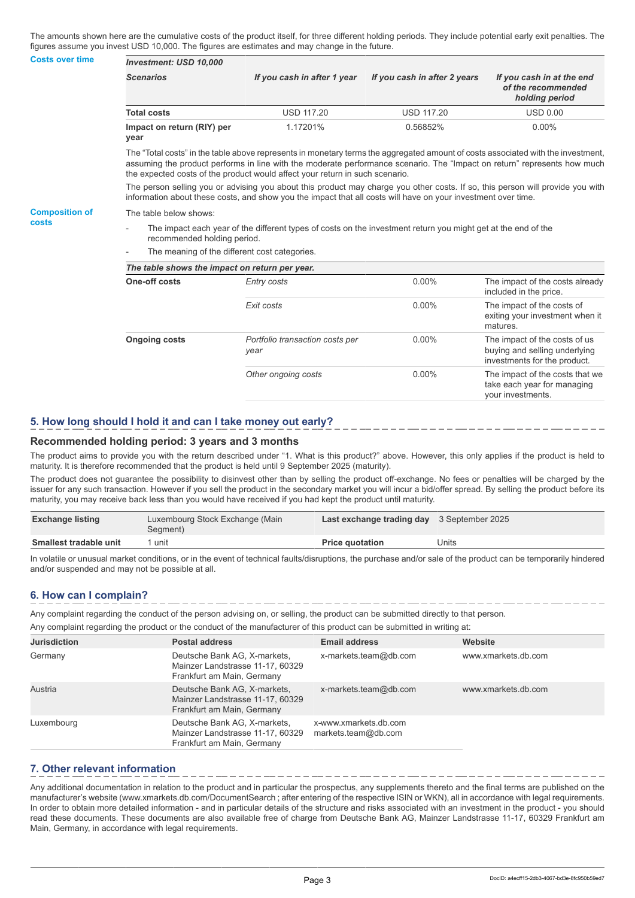The amounts shown here are the cumulative costs of the product itself, for three different holding periods. They include potential early exit penalties. The figures assume you invest USD 10,000. The figures are estimates and may change in the future.

**Costs over time**

| *Investment: USD 10,000* | | | |
|---|---|---|---|
| ***Scenarios*** | ***If you cash in after 1 year*** | ***If you cash in after 2 years*** | ***If you cash in at the end of the recommended holding period*** |
| **Total costs** | USD 117.20 | USD 117.20 | USD 0.00 |
| **Impact on return (RIY) per year** | 1.17201% | 0.56852% | 0.00% |

The "Total costs" in the table above represents in monetary terms the aggregated amount of costs associated with the investment, assuming the product performs in line with the moderate performance scenario. The "Impact on return" represents how much the expected costs of the product would affect your return in such scenario.

The person selling you or advising you about this product may charge you other costs. If so, this person will provide you with information about these costs, and show you the impact that all costs will have on your investment over time.

**Composition of costs**

The table below shows:

- The impact each year of the different types of costs on the investment return you might get at the end of the recommended holding period.
- The meaning of the different cost categories.

| *The table shows the impact on return per year.* | | | |
|---|---|---|---|
| **One-off costs** | *Entry costs* | 0.00% | The impact of the costs already included in the price. |
| | *Exit costs* | 0.00% | The impact of the costs of exiting your investment when it matures. |
| **Ongoing costs** | *Portfolio transaction costs per year* | 0.00% | The impact of the costs of us buying and selling underlying investments for the product. |
| | *Other ongoing costs* | 0.00% | The impact of the costs that we take each year for managing your investments. |

## 5. How long should I hold it and can I take money out early?

### Recommended holding period: 3 years and 3 months

The product aims to provide you with the return described under "1. What is this product?" above. However, this only applies if the product is held to maturity. It is therefore recommended that the product is held until 9 September 2025 (maturity).

The product does not guarantee the possibility to disinvest other than by selling the product off-exchange. No fees or penalties will be charged by the issuer for any such transaction. However if you sell the product in the secondary market you will incur a bid/offer spread. By selling the product before its maturity, you may receive back less than you would have received if you had kept the product until maturity.

| | | | |
|---|---|---|---|
| **Exchange listing** | Luxembourg Stock Exchange (Main Segment) | **Last exchange trading day** | 3 September 2025 |
| **Smallest tradable unit** | 1 unit | **Price quotation** | Units |

In volatile or unusual market conditions, or in the event of technical faults/disruptions, the purchase and/or sale of the product can be temporarily hindered and/or suspended and may not be possible at all.

## 6. How can I complain?

Any complaint regarding the conduct of the person advising on, or selling, the product can be submitted directly to that person.

Any complaint regarding the product or the conduct of the manufacturer of this product can be submitted in writing at:

| Jurisdiction | Postal address | Email address | Website |
|---|---|---|---|
| Germany | Deutsche Bank AG, X-markets, Mainzer Landstrasse 11-17, 60329 Frankfurt am Main, Germany | x-markets.team@db.com | www.xmarkets.db.com |
| Austria | Deutsche Bank AG, X-markets, Mainzer Landstrasse 11-17, 60329 Frankfurt am Main, Germany | x-markets.team@db.com | www.xmarkets.db.com |
| Luxembourg | Deutsche Bank AG, X-markets, Mainzer Landstrasse 11-17, 60329 Frankfurt am Main, Germany | x-www.xmarkets.db.com markets.team@db.com | |

## 7. Other relevant information

Any additional documentation in relation to the product and in particular the prospectus, any supplements thereto and the final terms are published on the manufacturer's website (www.xmarkets.db.com/DocumentSearch ; after entering of the respective ISIN or WKN), all in accordance with legal requirements. In order to obtain more detailed information - and in particular details of the structure and risks associated with an investment in the product - you should read these documents. These documents are also available free of charge from Deutsche Bank AG, Mainzer Landstrasse 11-17, 60329 Frankfurt am Main, Germany, in accordance with legal requirements.

DocID: a4ecff15-2db3-4067-bd3e-8fc950b59ed7